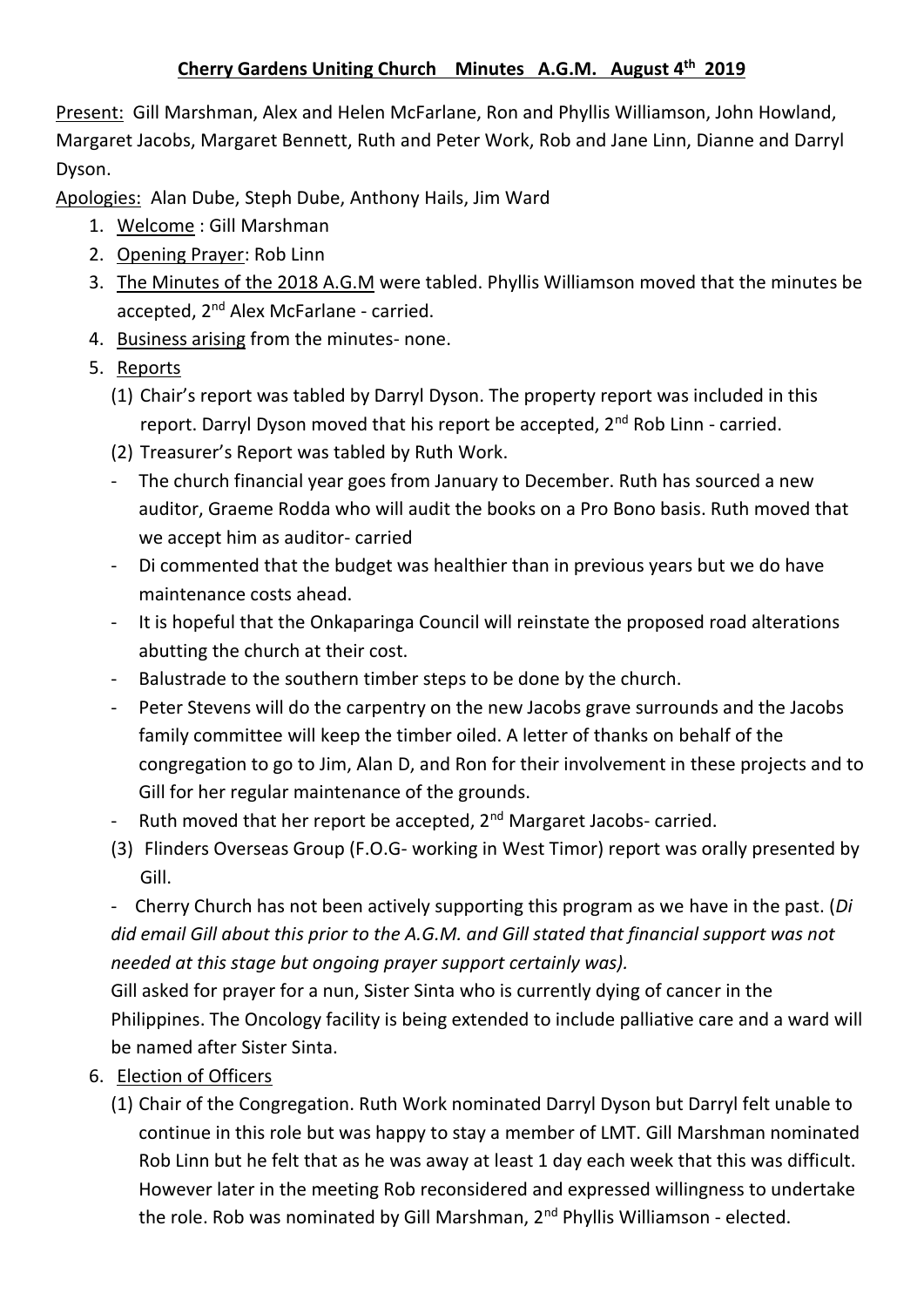# **Cherry Gardens Uniting Church Minutes A.G.M. August 4th 2019**

Present: Gill Marshman, Alex and Helen McFarlane, Ron and Phyllis Williamson, John Howland, Margaret Jacobs, Margaret Bennett, Ruth and Peter Work, Rob and Jane Linn, Dianne and Darryl Dyson.

Apologies: Alan Dube, Steph Dube, Anthony Hails, Jim Ward

1. Welcome : Gill Marshman
2. Opening Prayer: Rob Linn
3. The Minutes of the 2018 A.G.M were tabled. Phyllis Williamson moved that the minutes be accepted, 2nd Alex McFarlane - carried.
4. Business arising from the minutes- none.
5. Reports
   (1) Chair's report was tabled by Darryl Dyson. The property report was included in this report. Darryl Dyson moved that his report be accepted, 2nd Rob Linn - carried.
   (2) Treasurer's Report was tabled by Ruth Work.
   - The church financial year goes from January to December. Ruth has sourced a new auditor, Graeme Rodda who will audit the books on a Pro Bono basis. Ruth moved that we accept him as auditor- carried
   - Di commented that the budget was healthier than in previous years but we do have maintenance costs ahead.
   - It is hopeful that the Onkaparinga Council will reinstate the proposed road alterations abutting the church at their cost.
   - Balustrade to the southern timber steps to be done by the church.
   - Peter Stevens will do the carpentry on the new Jacobs grave surrounds and the Jacobs family committee will keep the timber oiled. A letter of thanks on behalf of the congregation to go to Jim, Alan D, and Ron for their involvement in these projects and to Gill for her regular maintenance of the grounds.
   - Ruth moved that her report be accepted, 2nd Margaret Jacobs- carried.

   (3) Flinders Overseas Group (F.O.G- working in West Timor) report was orally presented by Gill.

   - Cherry Church has not been actively supporting this program as we have in the past. (*Di did email Gill about this prior to the A.G.M. and Gill stated that financial support was not needed at this stage but ongoing prayer support certainly was).*

   Gill asked for prayer for a nun, Sister Sinta who is currently dying of cancer in the Philippines. The Oncology facility is being extended to include palliative care and a ward will be named after Sister Sinta.
6. Election of Officers
   (1) Chair of the Congregation. Ruth Work nominated Darryl Dyson but Darryl felt unable to continue in this role but was happy to stay a member of LMT. Gill Marshman nominated Rob Linn but he felt that as he was away at least 1 day each week that this was difficult. However later in the meeting Rob reconsidered and expressed willingness to undertake the role. Rob was nominated by Gill Marshman, 2nd Phyllis Williamson - elected.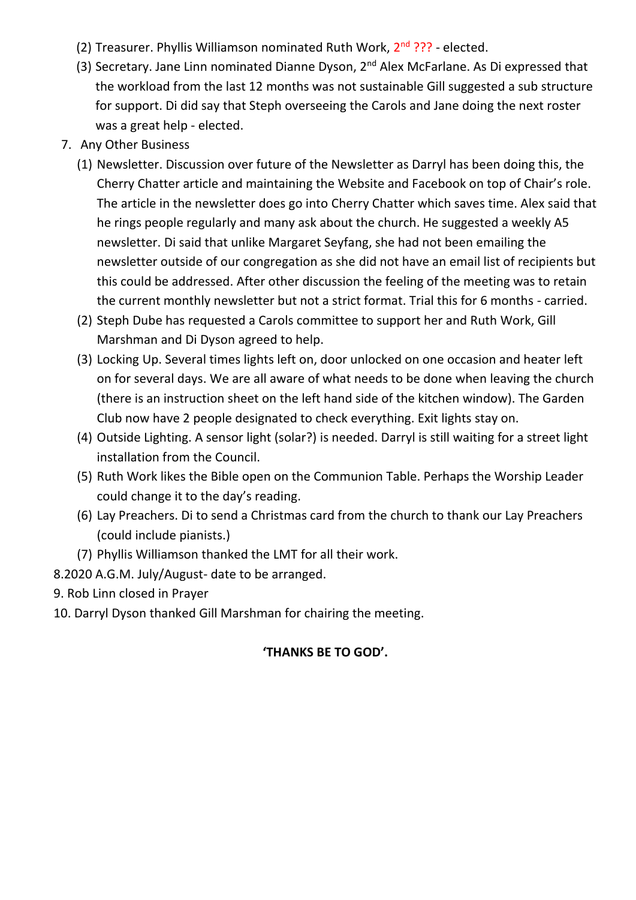(2) Treasurer. Phyllis Williamson nominated Ruth Work, 2nd ??? - elected.

(3) Secretary. Jane Linn nominated Dianne Dyson, 2nd Alex McFarlane. As Di expressed that the workload from the last 12 months was not sustainable Gill suggested a sub structure for support. Di did say that Steph overseeing the Carols and Jane doing the next roster was a great help - elected.

7. Any Other Business

   (1) Newsletter. Discussion over future of the Newsletter as Darryl has been doing this, the Cherry Chatter article and maintaining the Website and Facebook on top of Chair's role. The article in the newsletter does go into Cherry Chatter which saves time. Alex said that he rings people regularly and many ask about the church. He suggested a weekly A5 newsletter. Di said that unlike Margaret Seyfang, she had not been emailing the newsletter outside of our congregation as she did not have an email list of recipients but this could be addressed. After other discussion the feeling of the meeting was to retain the current monthly newsletter but not a strict format. Trial this for 6 months - carried.

   (2) Steph Dube has requested a Carols committee to support her and Ruth Work, Gill Marshman and Di Dyson agreed to help.

   (3) Locking Up. Several times lights left on, door unlocked on one occasion and heater left on for several days. We are all aware of what needs to be done when leaving the church (there is an instruction sheet on the left hand side of the kitchen window). The Garden Club now have 2 people designated to check everything. Exit lights stay on.

   (4) Outside Lighting. A sensor light (solar?) is needed. Darryl is still waiting for a street light installation from the Council.

   (5) Ruth Work likes the Bible open on the Communion Table. Perhaps the Worship Leader could change it to the day's reading.

   (6) Lay Preachers. Di to send a Christmas card from the church to thank our Lay Preachers (could include pianists.)

   (7) Phyllis Williamson thanked the LMT for all their work.

8. 2020 A.G.M. July/August- date to be arranged.

9. Rob Linn closed in Prayer

10. Darryl Dyson thanked Gill Marshman for chairing the meeting.

**'THANKS BE TO GOD'.**